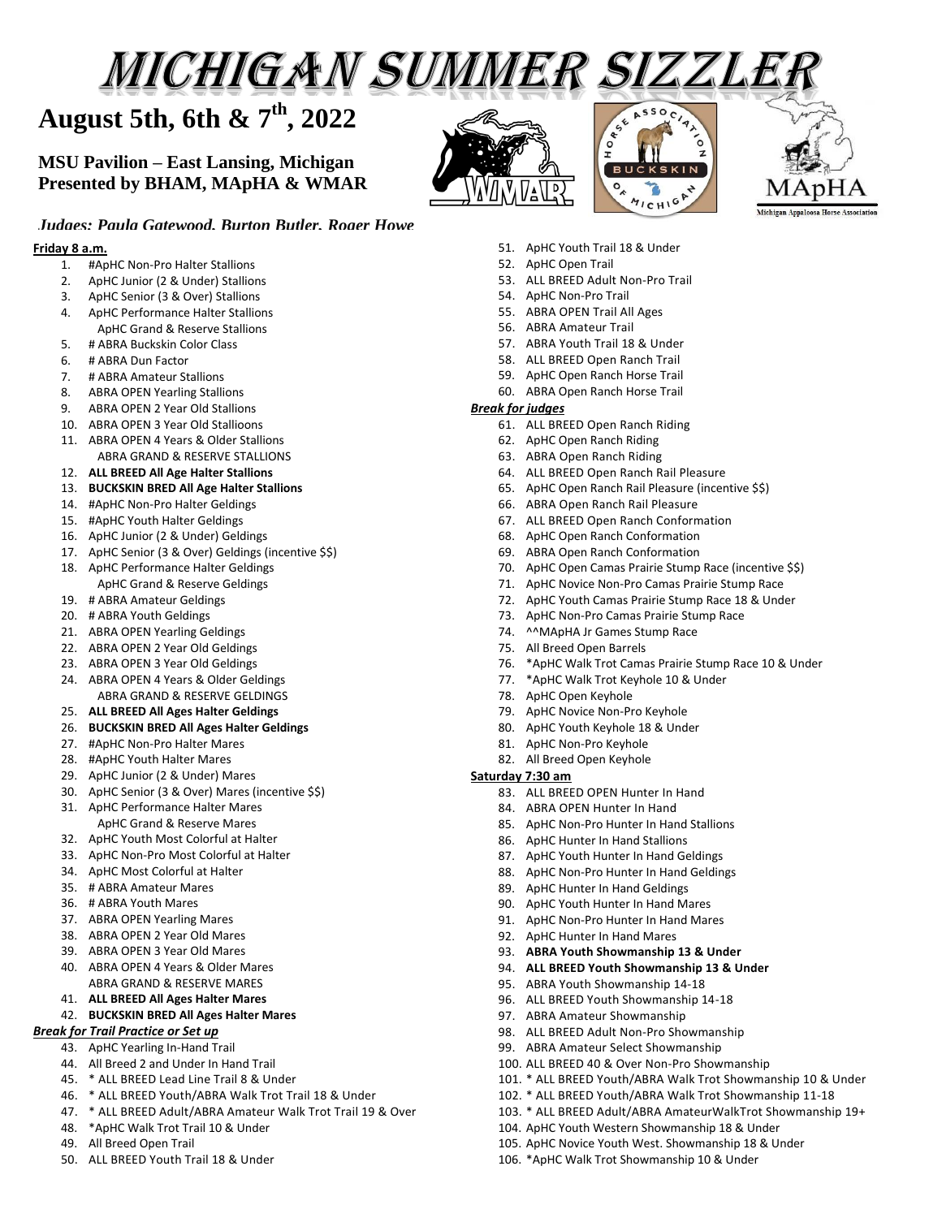# MICHIGAN SUMMER SIZZLER

## August 5th, 6th & 7th, 2022

### MSU Pavilion – East Lansing, Michigan
### Presented by BHAM, MApHA & WMAR

*Judges: Paula Gatewood, Burton Butler, Roger Howe*

**Friday 8 a.m.**

1. #ApHC Non-Pro Halter Stallions
2. ApHC Junior (2 & Under) Stallions
3. ApHC Senior (3 & Over) Stallions
4. ApHC Performance Halter Stallions
   ApHC Grand & Reserve Stallions
5. # ABRA Buckskin Color Class
6. # ABRA Dun Factor
7. # ABRA Amateur Stallions
8. ABRA OPEN Yearling Stallions
9. ABRA OPEN 2 Year Old Stallions
10. ABRA OPEN 3 Year Old Stallioons
11. ABRA OPEN 4 Years & Older Stallions
    ABRA GRAND & RESERVE STALLIONS
12. **ALL BREED All Age Halter Stallions**
13. **BUCKSKIN BRED All Age Halter Stallions**
14. #ApHC Non-Pro Halter Geldings
15. #ApHC Youth Halter Geldings
16. ApHC Junior (2 & Under) Geldings
17. ApHC Senior (3 & Over) Geldings (incentive $$)
18. ApHC Performance Halter Geldings
    ApHC Grand & Reserve Geldings
19. # ABRA Amateur Geldings
20. # ABRA Youth Geldings
21. ABRA OPEN Yearling Geldings
22. ABRA OPEN 2 Year Old Geldings
23. ABRA OPEN 3 Year Old Geldings
24. ABRA OPEN 4 Years & Older Geldings
    ABRA GRAND & RESERVE GELDINGS
25. **ALL BREED All Ages Halter Geldings**
26. **BUCKSKIN BRED All Ages Halter Geldings**
27. #ApHC Non-Pro Halter Mares
28. #ApHC Youth Halter Mares
29. ApHC Junior (2 & Under) Mares
30. ApHC Senior (3 & Over) Mares (incentive $$)
31. ApHC Performance Halter Mares
    ApHC Grand & Reserve Mares
32. ApHC Youth Most Colorful at Halter
33. ApHC Non-Pro Most Colorful at Halter
34. ApHC Most Colorful at Halter
35. # ABRA Amateur Mares
36. # ABRA Youth Mares
37. ABRA OPEN Yearling Mares
38. ABRA OPEN 2 Year Old Mares
39. ABRA OPEN 3 Year Old Mares
40. ABRA OPEN 4 Years & Older Mares
    ABRA GRAND & RESERVE MARES
41. **ALL BREED All Ages Halter Mares**
42. **BUCKSKIN BRED All Ages Halter Mares**

***Break for Trail Practice or Set up***

43. ApHC Yearling In-Hand Trail
44. All Breed 2 and Under In Hand Trail
45. * ALL BREED Lead Line Trail 8 & Under
46. * ALL BREED Youth/ABRA Walk Trot Trail 18 & Under
47. * ALL BREED Adult/ABRA Amateur Walk Trot Trail 19 & Over
48. *ApHC Walk Trot Trail 10 & Under
49. All Breed Open Trail
50. ALL BREED Youth Trail 18 & Under
51. ApHC Youth Trail 18 & Under
52. ApHC Open Trail
53. ALL BREED Adult Non-Pro Trail
54. ApHC Non-Pro Trail
55. ABRA OPEN Trail All Ages
56. ABRA Amateur Trail
57. ABRA Youth Trail 18 & Under
58. ALL BREED Open Ranch Trail
59. ApHC Open Ranch Horse Trail
60. ABRA Open Ranch Horse Trail

***Break for judges***

61. ALL BREED Open Ranch Riding
62. ApHC Open Ranch Riding
63. ABRA Open Ranch Riding
64. ALL BREED Open Ranch Rail Pleasure
65. ApHC Open Ranch Rail Pleasure (incentive $$)
66. ABRA Open Ranch Rail Pleasure
67. ALL BREED Open Ranch Conformation
68. ApHC Open Ranch Conformation
69. ABRA Open Ranch Conformation
70. ApHC Open Camas Prairie Stump Race (incentive $$)
71. ApHC Novice Non-Pro Camas Prairie Stump Race
72. ApHC Youth Camas Prairie Stump Race 18 & Under
73. ApHC Non-Pro Camas Prairie Stump Race
74. ^^MApHA Jr Games Stump Race
75. All Breed Open Barrels
76. *ApHC Walk Trot Camas Prairie Stump Race 10 & Under
77. *ApHC Walk Trot Keyhole 10 & Under
78. ApHC Open Keyhole
79. ApHC Novice Non-Pro Keyhole
80. ApHC Youth Keyhole 18 & Under
81. ApHC Non-Pro Keyhole
82. All Breed Open Keyhole

**Saturday 7:30 am**

83. ALL BREED OPEN Hunter In Hand
84. ABRA OPEN Hunter In Hand
85. ApHC Non-Pro Hunter In Hand Stallions
86. ApHC Hunter In Hand Stallions
87. ApHC Youth Hunter In Hand Geldings
88. ApHC Non-Pro Hunter In Hand Geldings
89. ApHC Hunter In Hand Geldings
90. ApHC Youth Hunter In Hand Mares
91. ApHC Non-Pro Hunter In Hand Mares
92. ApHC Hunter In Hand Mares
93. **ABRA Youth Showmanship 13 & Under**
94. **ALL BREED Youth Showmanship 13 & Under**
95. ABRA Youth Showmanship 14-18
96. ALL BREED Youth Showmanship 14-18
97. ABRA Amateur Showmanship
98. ALL BREED Adult Non-Pro Showmanship
99. ABRA Amateur Select Showmanship
100. ALL BREED 40 & Over Non-Pro Showmanship
101. * ALL BREED Youth/ABRA Walk Trot Showmanship 10 & Under
102. * ALL BREED Youth/ABRA Walk Trot Showmanship 11-18
103. * ALL BREED Adult/ABRA AmateurWalkTrot Showmanship 19+
104. ApHC Youth Western Showmanship 18 & Under
105. ApHC Novice Youth West. Showmanship 18 & Under
106. *ApHC Walk Trot Showmanship 10 & Under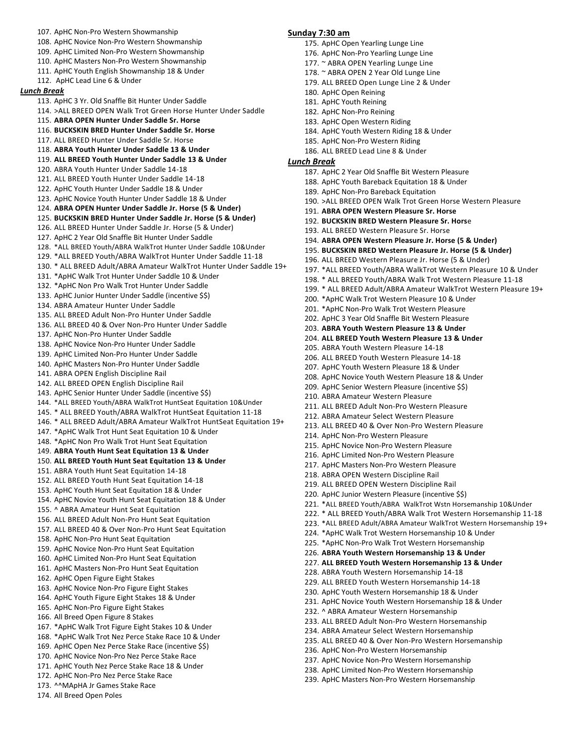107. ApHC Non-Pro Western Showmanship
108. ApHC Novice Non-Pro Western Showmanship
109. ApHC Limited Non-Pro Western Showmanship
110. ApHC Masters Non-Pro Western Showmanship
111. ApHC Youth English Showmanship 18 & Under
112. ApHC Lead Line 6 & Under

***Lunch Break***

113. ApHC 3 Yr. Old Snaffle Bit Hunter Under Saddle
114. >ALL BREED OPEN Walk Trot Green Horse Hunter Under Saddle
115. **ABRA OPEN Hunter Under Saddle Sr. Horse**
116. **BUCKSKIN BRED Hunter Under Saddle Sr. Horse**
117. ALL BREED Hunter Under Saddle Sr. Horse
118. **ABRA Youth Hunter Under Saddle 13 & Under**
119. **ALL BREED Youth Hunter Under Saddle 13 & Under**
120. ABRA Youth Hunter Under Saddle 14-18
121. ALL BREED Youth Hunter Under Saddle 14-18
122. ApHC Youth Hunter Under Saddle 18 & Under
123. ApHC Novice Youth Hunter Under Saddle 18 & Under
124. **ABRA OPEN Hunter Under Saddle Jr. Horse (5 & Under)**
125. **BUCKSKIN BRED Hunter Under Saddle Jr. Horse (5 & Under)**
126. ALL BREED Hunter Under Saddle Jr. Horse (5 & Under)
127. ApHC 2 Year Old Snaffle Bit Hunter Under Saddle
128. *ALL BREED Youth/ABRA WalkTrot Hunter Under Saddle 10&Under
129. *ALL BREED Youth/ABRA WalkTrot Hunter Under Saddle 11-18
130. * ALL BREED Adult/ABRA Amateur WalkTrot Hunter Under Saddle 19+
131. *ApHC Walk Trot Hunter Under Saddle 10 & Under
132. *ApHC Non Pro Walk Trot Hunter Under Saddle
133. ApHC Junior Hunter Under Saddle (incentive $$)
134. ABRA Amateur Hunter Under Saddle
135. ALL BREED Adult Non-Pro Hunter Under Saddle
136. ALL BREED 40 & Over Non-Pro Hunter Under Saddle
137. ApHC Non-Pro Hunter Under Saddle
138. ApHC Novice Non-Pro Hunter Under Saddle
139. ApHC Limited Non-Pro Hunter Under Saddle
140. ApHC Masters Non-Pro Hunter Under Saddle
141. ABRA OPEN English Discipline Rail
142. ALL BREED OPEN English Discipline Rail
143. ApHC Senior Hunter Under Saddle (incentive $$)
144. *ALL BREED Youth/ABRA WalkTrot HuntSeat Equitation 10&Under
145. * ALL BREED Youth/ABRA WalkTrot HuntSeat Equitation 11-18
146. * ALL BREED Adult/ABRA Amateur WalkTrot HuntSeat Equitation 19+
147. *ApHC Walk Trot Hunt Seat Equitation 10 & Under
148. *ApHC Non Pro Walk Trot Hunt Seat Equitation
149. **ABRA Youth Hunt Seat Equitation 13 & Under**
150. **ALL BREED Youth Hunt Seat Equitation 13 & Under**
151. ABRA Youth Hunt Seat Equitation 14-18
152. ALL BREED Youth Hunt Seat Equitation 14-18
153. ApHC Youth Hunt Seat Equitation 18 & Under
154. ApHC Novice Youth Hunt Seat Equitation 18 & Under
155. ^ ABRA Amateur Hunt Seat Equitation
156. ALL BREED Adult Non-Pro Hunt Seat Equitation
157. ALL BREED 40 & Over Non-Pro Hunt Seat Equitation
158. ApHC Non-Pro Hunt Seat Equitation
159. ApHC Novice Non-Pro Hunt Seat Equitation
160. ApHC Limited Non-Pro Hunt Seat Equitation
161. ApHC Masters Non-Pro Hunt Seat Equitation
162. ApHC Open Figure Eight Stakes
163. ApHC Novice Non-Pro Figure Eight Stakes
164. ApHC Youth Figure Eight Stakes 18 & Under
165. ApHC Non-Pro Figure Eight Stakes
166. All Breed Open Figure 8 Stakes
167. *ApHC Walk Trot Figure Eight Stakes 10 & Under
168. *ApHC Walk Trot Nez Perce Stake Race 10 & Under
169. ApHC Open Nez Perce Stake Race (incentive $$)
170. ApHC Novice Non-Pro Nez Perce Stake Race
171. ApHC Youth Nez Perce Stake Race 18 & Under
172. ApHC Non-Pro Nez Perce Stake Race
173. ^^MApHA Jr Games Stake Race
174. All Breed Open Poles

**Sunday 7:30 am**

175. ApHC Open Yearling Lunge Line
176. ApHC Non-Pro Yearling Lunge Line
177. ~ ABRA OPEN Yearling Lunge Line
178. ~ ABRA OPEN 2 Year Old Lunge Line
179. ALL BREED Open Lunge Line 2 & Under
180. ApHC Open Reining
181. ApHC Youth Reining
182. ApHC Non-Pro Reining
183. ApHC Open Western Riding
184. ApHC Youth Western Riding 18 & Under
185. ApHC Non-Pro Western Riding
186. ALL BREED Lead Line 8 & Under

***Lunch Break***

187. ApHC 2 Year Old Snaffle Bit Western Pleasure
188. ApHC Youth Bareback Equitation 18 & Under
189. ApHC Non-Pro Bareback Equitation
190. >ALL BREED OPEN Walk Trot Green Horse Western Pleasure
191. **ABRA OPEN Western Pleasure Sr. Horse**
192. **BUCKSKIN BRED Western Pleasure Sr. Horse**
193. ALL BREED Western Pleasure Sr. Horse
194. **ABRA OPEN Western Pleasure Jr. Horse (5 & Under)**
195. **BUCKSKIN BRED Western Pleasure Jr. Horse (5 & Under)**
196. ALL BREED Western Pleasure Jr. Horse (5 & Under)
197. *ALL BREED Youth/ABRA WalkTrot Western Pleasure 10 & Under
198. * ALL BREED Youth/ABRA Walk Trot Western Pleasure 11-18
199. * ALL BREED Adult/ABRA Amateur WalkTrot Western Pleasure 19+
200. *ApHC Walk Trot Western Pleasure 10 & Under
201. *ApHC Non-Pro Walk Trot Western Pleasure
202. ApHC 3 Year Old Snaffle Bit Western Pleasure
203. **ABRA Youth Western Pleasure 13 & Under**
204. **ALL BREED Youth Western Pleasure 13 & Under**
205. ABRA Youth Western Pleasure 14-18
206. ALL BREED Youth Western Pleasure 14-18
207. ApHC Youth Western Pleasure 18 & Under
208. ApHC Novice Youth Western Pleasure 18 & Under
209. ApHC Senior Western Pleasure (incentive $$)
210. ABRA Amateur Western Pleasure
211. ALL BREED Adult Non-Pro Western Pleasure
212. ABRA Amateur Select Western Pleasure
213. ALL BREED 40 & Over Non-Pro Western Pleasure
214. ApHC Non-Pro Western Pleasure
215. ApHC Novice Non-Pro Western Pleasure
216. ApHC Limited Non-Pro Western Pleasure
217. ApHC Masters Non-Pro Western Pleasure
218. ABRA OPEN Western Discipline Rail
219. ALL BREED OPEN Western Discipline Rail
220. ApHC Junior Western Pleasure (incentive $$)
221. *ALL BREED Youth/ABRA WalkTrot Wstn Horsemanship 10&Under
222. * ALL BREED Youth/ABRA Walk Trot Western Horsemanship 11-18
223. *ALL BREED Adult/ABRA Amateur WalkTrot Western Horsemanship 19+
224. *ApHC Walk Trot Western Horsemanship 10 & Under
225. *ApHC Non-Pro Walk Trot Western Horsemanship
226. **ABRA Youth Western Horsemanship 13 & Under**
227. **ALL BREED Youth Western Horsemanship 13 & Under**
228. ABRA Youth Western Horsemanship 14-18
229. ALL BREED Youth Western Horsemanship 14-18
230. ApHC Youth Western Horsemanship 18 & Under
231. ApHC Novice Youth Western Horsemanship 18 & Under
232. ^ ABRA Amateur Western Horsemanship
233. ALL BREED Adult Non-Pro Western Horsemanship
234. ABRA Amateur Select Western Horsemanship
235. ALL BREED 40 & Over Non-Pro Western Horsemanship
236. ApHC Non-Pro Western Horsemanship
237. ApHC Novice Non-Pro Western Horsemanship
238. ApHC Limited Non-Pro Western Horsemanship
239. ApHC Masters Non-Pro Western Horsemanship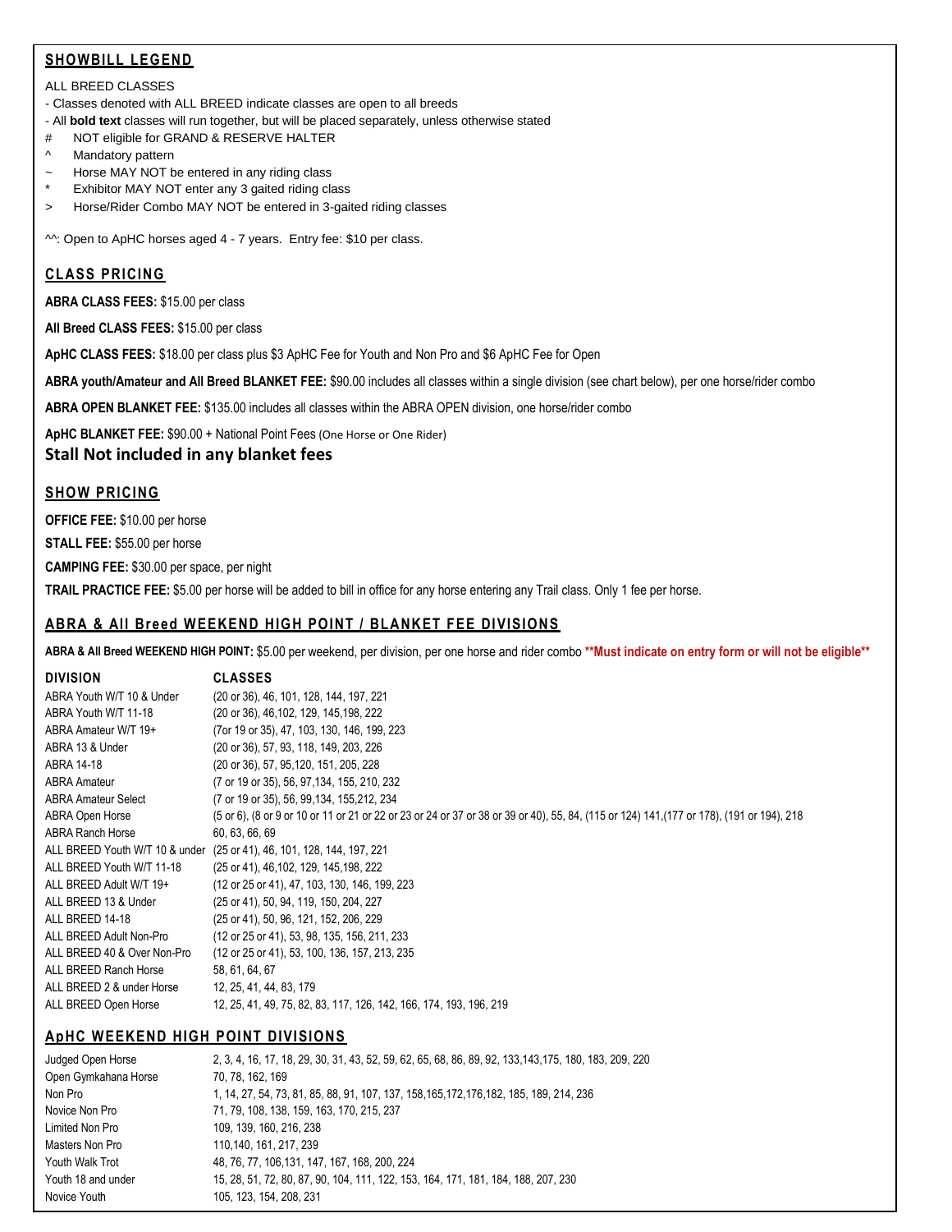## SHOWBILL LEGEND

ALL BREED CLASSES

- Classes denoted with ALL BREED indicate classes are open to all breeds
- All **bold text** classes will run together, but will be placed separately, unless otherwise stated

#  NOT eligible for GRAND & RESERVE HALTER

^  Mandatory pattern

~  Horse MAY NOT be entered in any riding class

*  Exhibitor MAY NOT enter any 3 gaited riding class

>  Horse/Rider Combo MAY NOT be entered in 3-gaited riding classes

^^: Open to ApHC horses aged 4 - 7 years. Entry fee: $10 per class.

## CLASS PRICING

**ABRA CLASS FEES:** $15.00 per class

**All Breed CLASS FEES:** $15.00 per class

**ApHC CLASS FEES:** $18.00 per class plus $3 ApHC Fee for Youth and Non Pro and $6 ApHC Fee for Open

**ABRA youth/Amateur and All Breed BLANKET FEE:** $90.00 includes all classes within a single division (see chart below), per one horse/rider combo

**ABRA OPEN BLANKET FEE:** $135.00 includes all classes within the ABRA OPEN division, one horse/rider combo

**ApHC BLANKET FEE:** $90.00 + National Point Fees (One Horse or One Rider)

**Stall Not included in any blanket fees**

## SHOW PRICING

**OFFICE FEE:** $10.00 per horse

**STALL FEE:** $55.00 per horse

**CAMPING FEE:** $30.00 per space, per night

**TRAIL PRACTICE FEE:** $5.00 per horse will be added to bill in office for any horse entering any Trail class. Only 1 fee per horse.

## ABRA & All Breed WEEKEND HIGH POINT / BLANKET FEE DIVISIONS

**ABRA & All Breed WEEKEND HIGH POINT:** $5.00 per weekend, per division, per one horse and rider combo **\*\*Must indicate on entry form or will not be eligible\*\***

| DIVISION | CLASSES |
|---|---|
| ABRA Youth W/T 10 & Under | (20 or 36), 46, 101, 128, 144, 197, 221 |
| ABRA Youth W/T 11-18 | (20 or 36), 46,102, 129, 145,198, 222 |
| ABRA Amateur W/T 19+ | (7or 19 or 35), 47, 103, 130, 146, 199, 223 |
| ABRA 13 & Under | (20 or 36), 57, 93, 118, 149, 203, 226 |
| ABRA 14-18 | (20 or 36), 57, 95,120, 151, 205, 228 |
| ABRA Amateur | (7 or 19 or 35), 56, 97,134, 155, 210, 232 |
| ABRA Amateur Select | (7 or 19 or 35), 56, 99,134, 155,212, 234 |
| ABRA Open Horse | (5 or 6), (8 or 9 or 10 or 11 or 21 or 22 or 23 or 24 or 37 or 38 or 39 or 40), 55, 84, (115 or 124) 141,(177 or 178), (191 or 194), 218 |
| ABRA Ranch Horse | 60, 63, 66, 69 |
| ALL BREED Youth W/T 10 & under | (25 or 41), 46, 101, 128, 144, 197, 221 |
| ALL BREED Youth W/T 11-18 | (25 or 41), 46,102, 129, 145,198, 222 |
| ALL BREED Adult W/T 19+ | (12 or 25 or 41), 47, 103, 130, 146, 199, 223 |
| ALL BREED 13 & Under | (25 or 41), 50, 94, 119, 150, 204, 227 |
| ALL BREED 14-18 | (25 or 41), 50, 96, 121, 152, 206, 229 |
| ALL BREED Adult Non-Pro | (12 or 25 or 41), 53, 98, 135, 156, 211, 233 |
| ALL BREED 40 & Over Non-Pro | (12 or 25 or 41), 53, 100, 136, 157, 213, 235 |
| ALL BREED Ranch Horse | 58, 61, 64, 67 |
| ALL BREED 2 & under Horse | 12, 25, 41, 44, 83, 179 |
| ALL BREED Open Horse | 12, 25, 41, 49, 75, 82, 83, 117, 126, 142, 166, 174, 193, 196, 219 |

## ApHC WEEKEND HIGH POINT DIVISIONS

| | |
|---|---|
| Judged Open Horse | 2, 3, 4, 16, 17, 18, 29, 30, 31, 43, 52, 59, 62, 65, 68, 86, 89, 92, 133,143,175, 180, 183, 209, 220 |
| Open Gymkahana Horse | 70, 78, 162, 169 |
| Non Pro | 1, 14, 27, 54, 73, 81, 85, 88, 91, 107, 137, 158,165,172,176,182, 185, 189, 214, 236 |
| Novice Non Pro | 71, 79, 108, 138, 159, 163, 170, 215, 237 |
| Limited Non Pro | 109, 139, 160, 216, 238 |
| Masters Non Pro | 110,140, 161, 217, 239 |
| Youth Walk Trot | 48, 76, 77, 106,131, 147, 167, 168, 200, 224 |
| Youth 18 and under | 15, 28, 51, 72, 80, 87, 90, 104, 111, 122, 153, 164, 171, 181, 184, 188, 207, 230 |
| Novice Youth | 105, 123, 154, 208, 231 |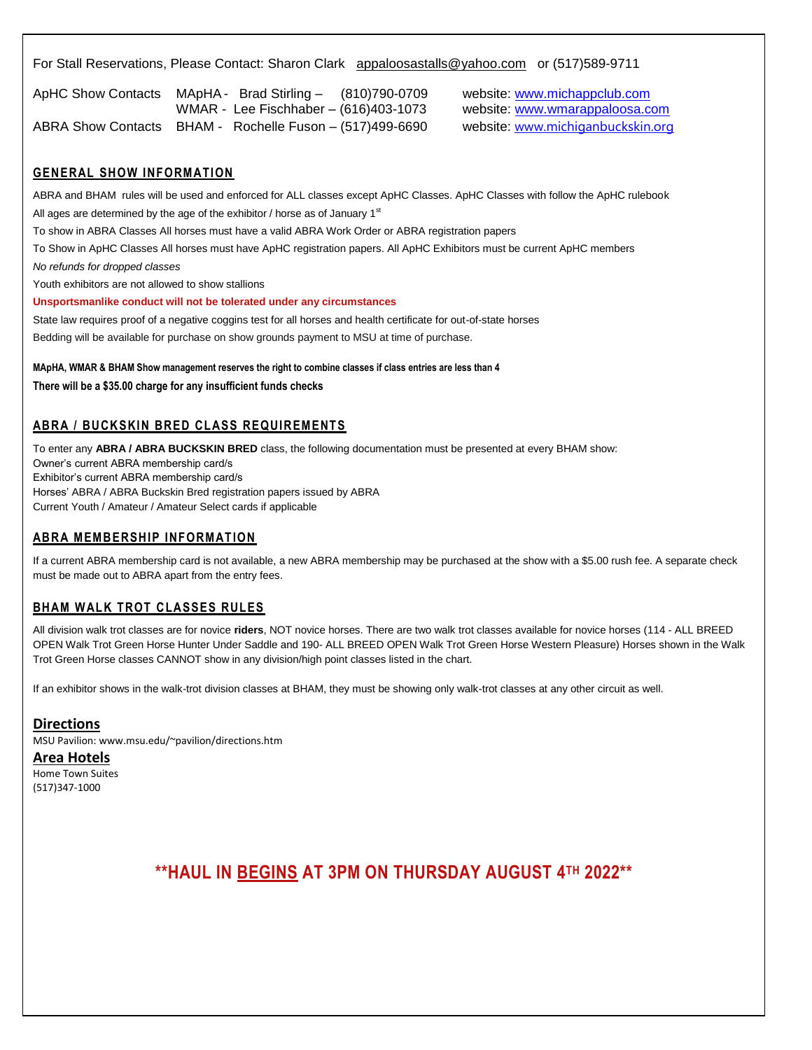For Stall Reservations, Please Contact: Sharon Clark appaloosastalls@yahoo.com or (517)589-9711

| | | | |
|---|---|---|---|
| ApHC Show Contacts | MApHA - | Brad Stirling – (810)790-0709 | website: www.michappclub.com |
| | WMAR - | Lee Fischhaber – (616)403-1073 | website: www.wmarappaloosa.com |
| ABRA Show Contacts | BHAM - | Rochelle Fuson – (517)499-6690 | website: www.michiganbuckskin.org |

## GENERAL SHOW INFORMATION

ABRA and BHAM rules will be used and enforced for ALL classes except ApHC Classes. ApHC Classes with follow the ApHC rulebook

All ages are determined by the age of the exhibitor / horse as of January 1st

To show in ABRA Classes All horses must have a valid ABRA Work Order or ABRA registration papers

To Show in ApHC Classes All horses must have ApHC registration papers. All ApHC Exhibitors must be current ApHC members

*No refunds for dropped classes*

Youth exhibitors are not allowed to show stallions

**Unsportsmanlike conduct will not be tolerated under any circumstances**

State law requires proof of a negative coggins test for all horses and health certificate for out-of-state horses

Bedding will be available for purchase on show grounds payment to MSU at time of purchase.

**MApHA, WMAR & BHAM Show management reserves the right to combine classes if class entries are less than 4**

**There will be a $35.00 charge for any insufficient funds checks**

## ABRA / BUCKSKIN BRED CLASS REQUIREMENTS

To enter any **ABRA / ABRA BUCKSKIN BRED** class, the following documentation must be presented at every BHAM show:
Owner's current ABRA membership card/s
Exhibitor's current ABRA membership card/s
Horses' ABRA / ABRA Buckskin Bred registration papers issued by ABRA
Current Youth / Amateur / Amateur Select cards if applicable

## ABRA MEMBERSHIP INFORMATION

If a current ABRA membership card is not available, a new ABRA membership may be purchased at the show with a $5.00 rush fee. A separate check must be made out to ABRA apart from the entry fees.

## BHAM WALK TROT CLASSES RULES

All division walk trot classes are for novice **riders**, NOT novice horses. There are two walk trot classes available for novice horses (114 - ALL BREED OPEN Walk Trot Green Horse Hunter Under Saddle and 190- ALL BREED OPEN Walk Trot Green Horse Western Pleasure) Horses shown in the Walk Trot Green Horse classes CANNOT show in any division/high point classes listed in the chart.

If an exhibitor shows in the walk-trot division classes at BHAM, they must be showing only walk-trot classes at any other circuit as well.

## Directions

MSU Pavilion: www.msu.edu/~pavilion/directions.htm

## Area Hotels

Home Town Suites
(517)347-1000

**\*\*HAUL IN BEGINS AT 3PM ON THURSDAY AUGUST 4TH 2022\*\***